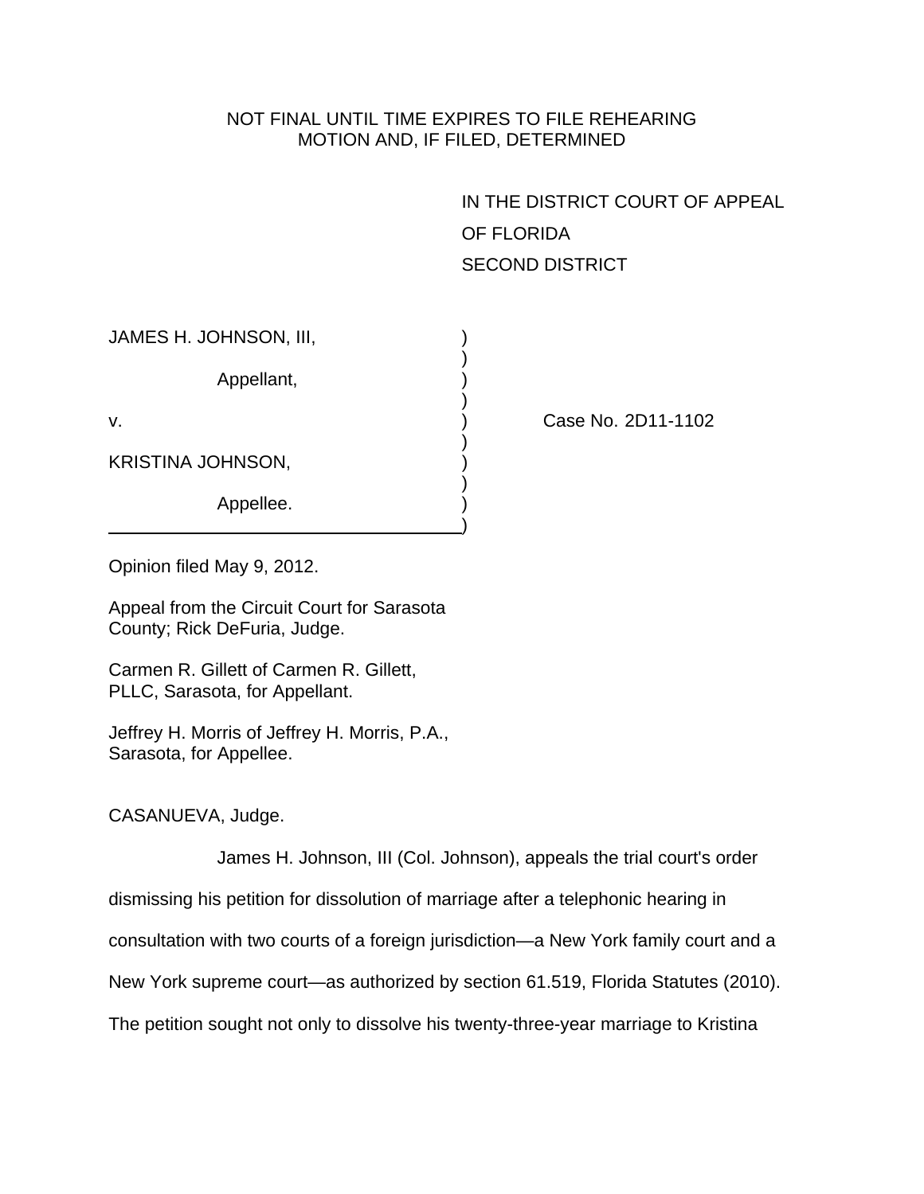NOT FINAL UNTIL TIME EXPIRES TO FILE REHEARING
MOTION AND, IF FILED, DETERMINED

IN THE DISTRICT COURT OF APPEAL
OF FLORIDA
SECOND DISTRICT

JAMES H. JOHNSON, III,

Appellant,

v.

KRISTINA JOHNSON,

Appellee.

Case No. 2D11-1102

Opinion filed May 9, 2012.

Appeal from the Circuit Court for Sarasota County; Rick DeFuria, Judge.

Carmen R. Gillett of Carmen R. Gillett, PLLC, Sarasota, for Appellant.

Jeffrey H. Morris of Jeffrey H. Morris, P.A., Sarasota, for Appellee.

CASANUEVA, Judge.

James H. Johnson, III (Col. Johnson), appeals the trial court's order dismissing his petition for dissolution of marriage after a telephonic hearing in consultation with two courts of a foreign jurisdiction—a New York family court and a New York supreme court—as authorized by section 61.519, Florida Statutes (2010). The petition sought not only to dissolve his twenty-three-year marriage to Kristina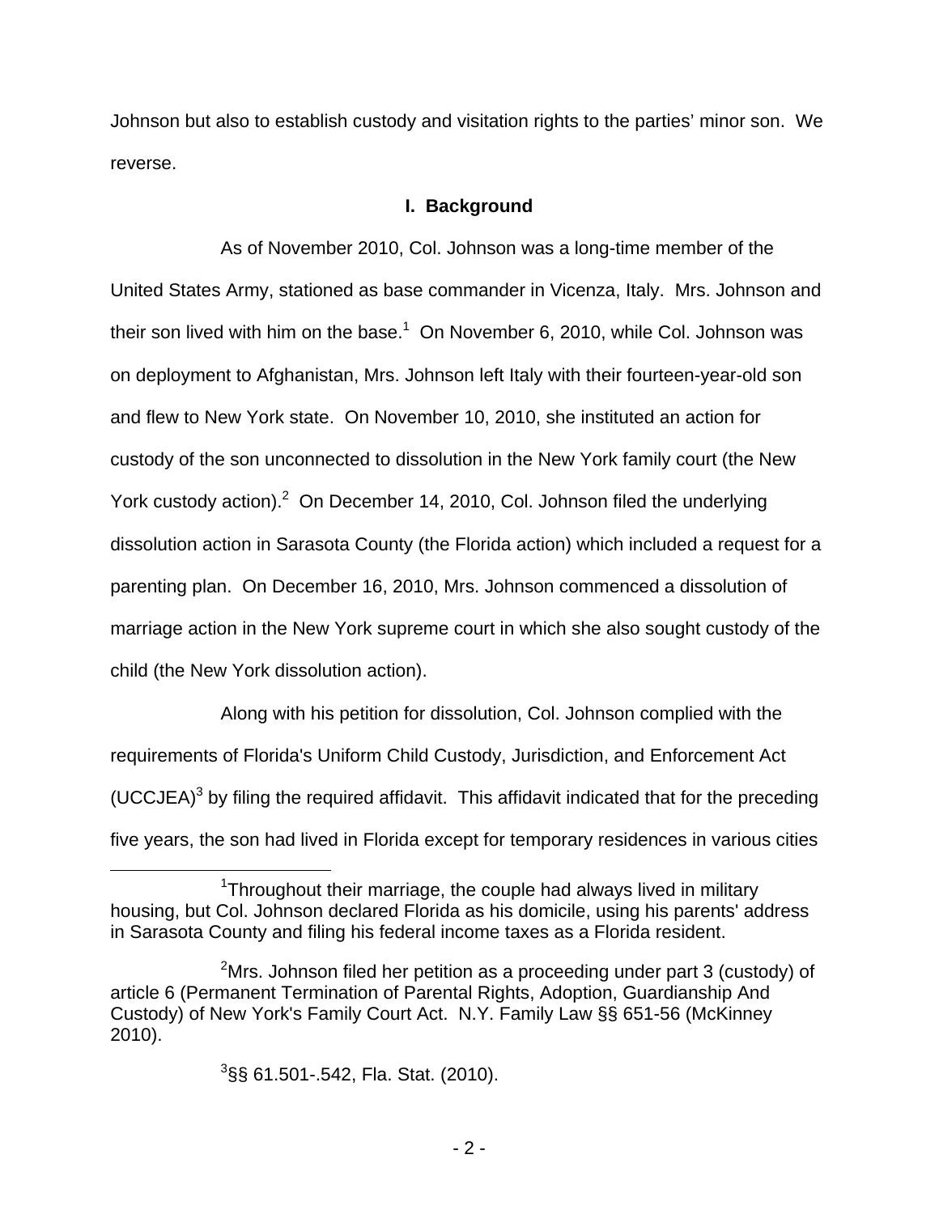Johnson but also to establish custody and visitation rights to the parties' minor son. We reverse.

## I. Background

As of November 2010, Col. Johnson was a long-time member of the United States Army, stationed as base commander in Vicenza, Italy. Mrs. Johnson and their son lived with him on the base.[1] On November 6, 2010, while Col. Johnson was on deployment to Afghanistan, Mrs. Johnson left Italy with their fourteen-year-old son and flew to New York state. On November 10, 2010, she instituted an action for custody of the son unconnected to dissolution in the New York family court (the New York custody action).[2] On December 14, 2010, Col. Johnson filed the underlying dissolution action in Sarasota County (the Florida action) which included a request for a parenting plan. On December 16, 2010, Mrs. Johnson commenced a dissolution of marriage action in the New York supreme court in which she also sought custody of the child (the New York dissolution action).

Along with his petition for dissolution, Col. Johnson complied with the requirements of Florida's Uniform Child Custody, Jurisdiction, and Enforcement Act (UCCJEA)[3] by filing the required affidavit. This affidavit indicated that for the preceding five years, the son had lived in Florida except for temporary residences in various cities

---

[1]Throughout their marriage, the couple had always lived in military housing, but Col. Johnson declared Florida as his domicile, using his parents' address in Sarasota County and filing his federal income taxes as a Florida resident.

[2]Mrs. Johnson filed her petition as a proceeding under part 3 (custody) of article 6 (Permanent Termination of Parental Rights, Adoption, Guardianship And Custody) of New York's Family Court Act. N.Y. Family Law §§ 651-56 (McKinney 2010).

[3]§§ 61.501-.542, Fla. Stat. (2010).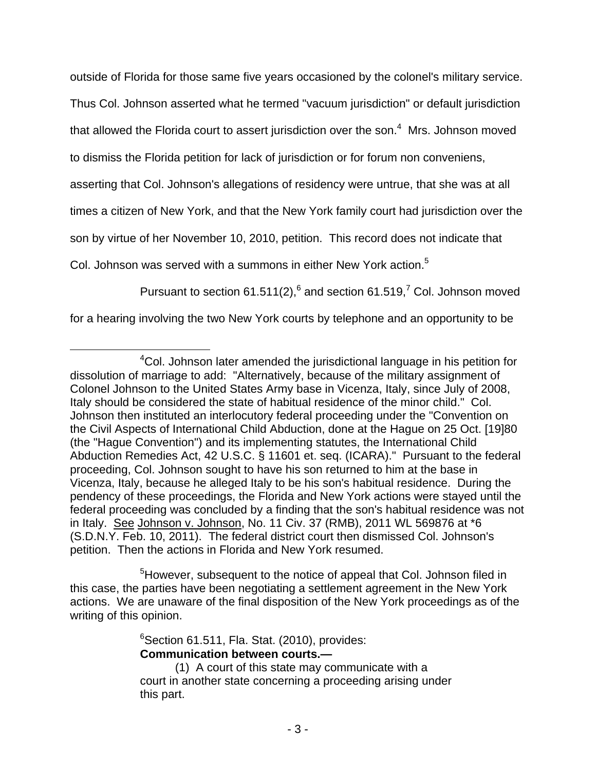outside of Florida for those same five years occasioned by the colonel's military service. Thus Col. Johnson asserted what he termed "vacuum jurisdiction" or default jurisdiction that allowed the Florida court to assert jurisdiction over the son.[4] Mrs. Johnson moved to dismiss the Florida petition for lack of jurisdiction or for forum non conveniens, asserting that Col. Johnson's allegations of residency were untrue, that she was at all times a citizen of New York, and that the New York family court had jurisdiction over the son by virtue of her November 10, 2010, petition. This record does not indicate that Col. Johnson was served with a summons in either New York action.[5]

Pursuant to section 61.511(2),[6] and section 61.519,[7] Col. Johnson moved for a hearing involving the two New York courts by telephone and an opportunity to be

---

[4]Col. Johnson later amended the jurisdictional language in his petition for dissolution of marriage to add: "Alternatively, because of the military assignment of Colonel Johnson to the United States Army base in Vicenza, Italy, since July of 2008, Italy should be considered the state of habitual residence of the minor child." Col. Johnson then instituted an interlocutory federal proceeding under the "Convention on the Civil Aspects of International Child Abduction, done at the Hague on 25 Oct. [19]80 (the "Hague Convention") and its implementing statutes, the International Child Abduction Remedies Act, 42 U.S.C. § 11601 et. seq. (ICARA)." Pursuant to the federal proceeding, Col. Johnson sought to have his son returned to him at the base in Vicenza, Italy, because he alleged Italy to be his son's habitual residence. During the pendency of these proceedings, the Florida and New York actions were stayed until the federal proceeding was concluded by a finding that the son's habitual residence was not in Italy. See Johnson v. Johnson, No. 11 Civ. 37 (RMB), 2011 WL 569876 at *6 (S.D.N.Y. Feb. 10, 2011). The federal district court then dismissed Col. Johnson's petition. Then the actions in Florida and New York resumed.

[5]However, subsequent to the notice of appeal that Col. Johnson filed in this case, the parties have been negotiating a settlement agreement in the New York actions. We are unaware of the final disposition of the New York proceedings as of the writing of this opinion.

[6]Section 61.511, Fla. Stat. (2010), provides:

> **Communication between courts.—**
>
> (1) A court of this state may communicate with a court in another state concerning a proceeding arising under this part.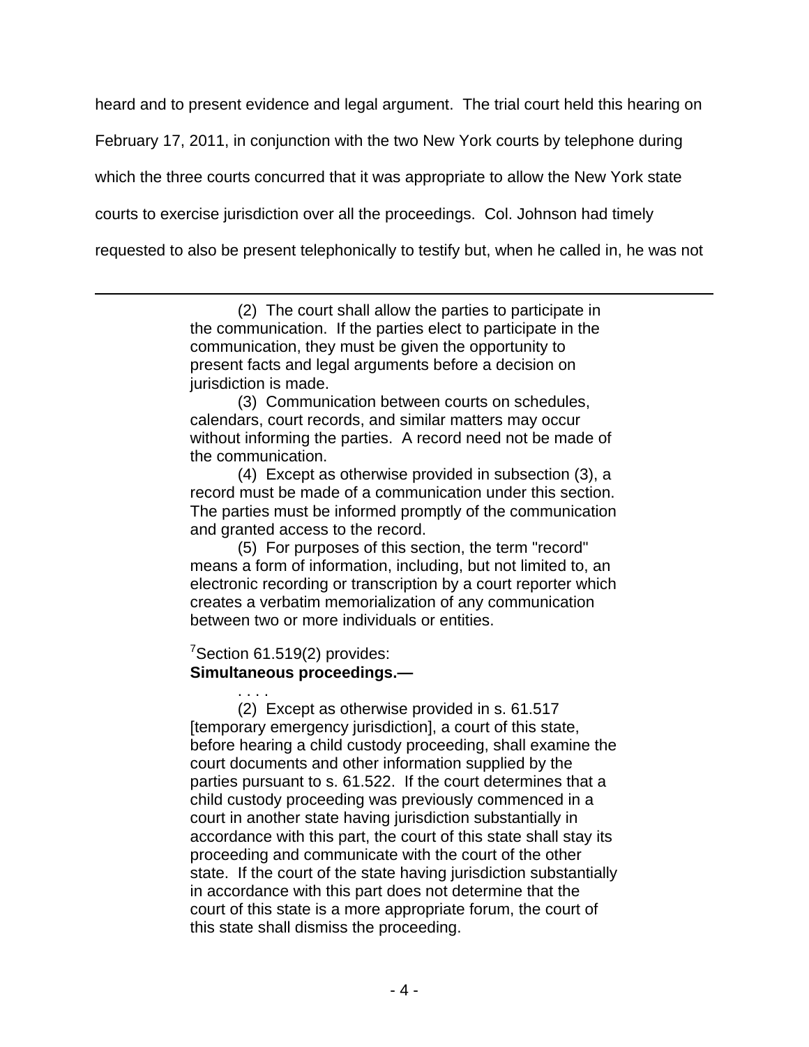heard and to present evidence and legal argument. The trial court held this hearing on February 17, 2011, in conjunction with the two New York courts by telephone during which the three courts concurred that it was appropriate to allow the New York state courts to exercise jurisdiction over all the proceedings. Col. Johnson had timely requested to also be present telephonically to testify but, when he called in, he was not

---

(2) The court shall allow the parties to participate in the communication. If the parties elect to participate in the communication, they must be given the opportunity to present facts and legal arguments before a decision on jurisdiction is made.

(3) Communication between courts on schedules, calendars, court records, and similar matters may occur without informing the parties. A record need not be made of the communication.

(4) Except as otherwise provided in subsection (3), a record must be made of a communication under this section. The parties must be informed promptly of the communication and granted access to the record.

(5) For purposes of this section, the term "record" means a form of information, including, but not limited to, an electronic recording or transcription by a court reporter which creates a verbatim memorialization of any communication between two or more individuals or entities.

[7]Section 61.519(2) provides:
**Simultaneous proceedings.—**

. . . .

(2) Except as otherwise provided in s. 61.517 [temporary emergency jurisdiction], a court of this state, before hearing a child custody proceeding, shall examine the court documents and other information supplied by the parties pursuant to s. 61.522. If the court determines that a child custody proceeding was previously commenced in a court in another state having jurisdiction substantially in accordance with this part, the court of this state shall stay its proceeding and communicate with the court of the other state. If the court of the state having jurisdiction substantially in accordance with this part does not determine that the court of this state is a more appropriate forum, the court of this state shall dismiss the proceeding.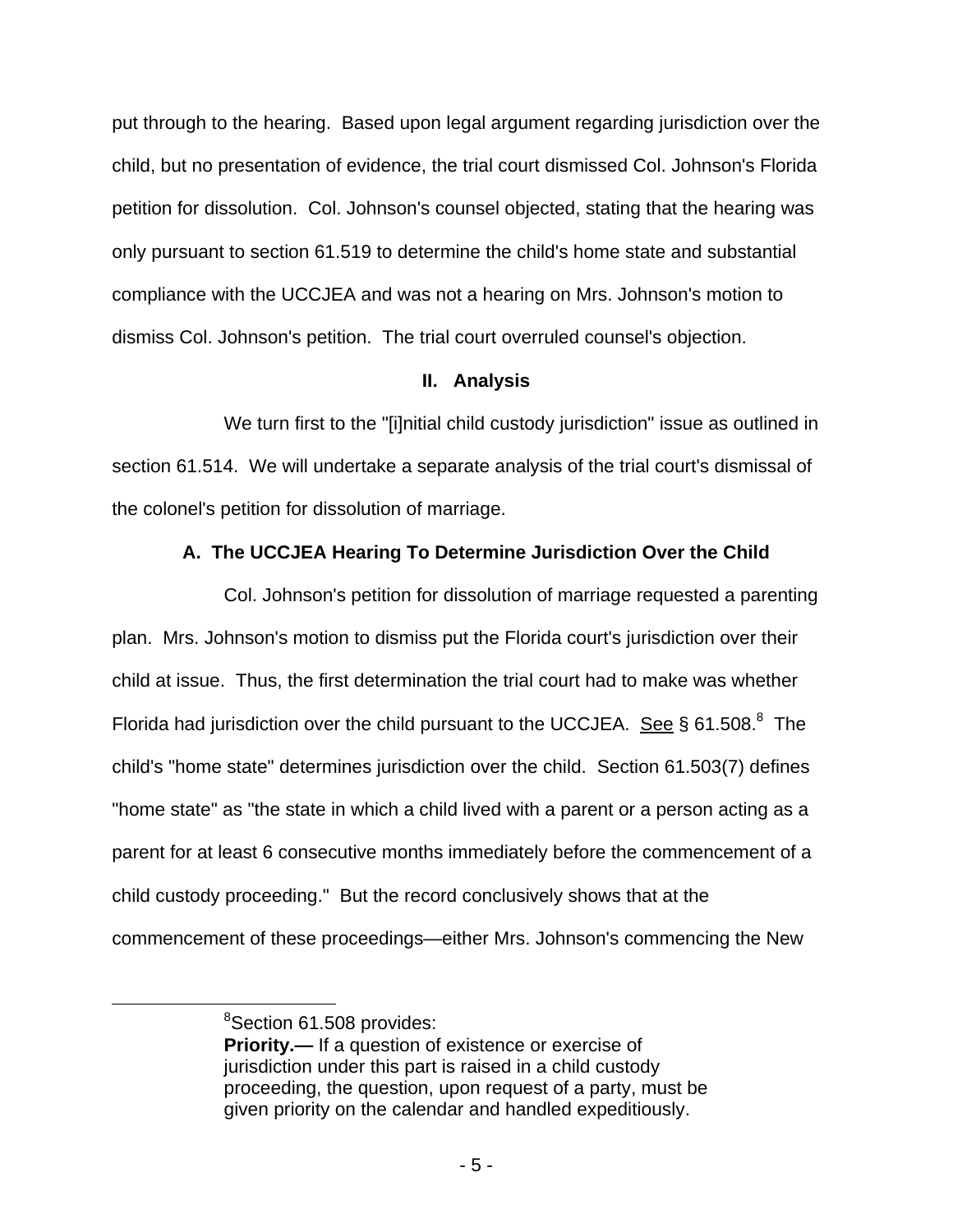put through to the hearing. Based upon legal argument regarding jurisdiction over the child, but no presentation of evidence, the trial court dismissed Col. Johnson's Florida petition for dissolution. Col. Johnson's counsel objected, stating that the hearing was only pursuant to section 61.519 to determine the child's home state and substantial compliance with the UCCJEA and was not a hearing on Mrs. Johnson's motion to dismiss Col. Johnson's petition. The trial court overruled counsel's objection.

## II. Analysis

We turn first to the "[i]nitial child custody jurisdiction" issue as outlined in section 61.514. We will undertake a separate analysis of the trial court's dismissal of the colonel's petition for dissolution of marriage.

### A. The UCCJEA Hearing To Determine Jurisdiction Over the Child

Col. Johnson's petition for dissolution of marriage requested a parenting plan. Mrs. Johnson's motion to dismiss put the Florida court's jurisdiction over their child at issue. Thus, the first determination the trial court had to make was whether Florida had jurisdiction over the child pursuant to the UCCJEA. See § 61.508.[8] The child's "home state" determines jurisdiction over the child. Section 61.503(7) defines "home state" as "the state in which a child lived with a parent or a person acting as a parent for at least 6 consecutive months immediately before the commencement of a child custody proceeding." But the record conclusively shows that at the commencement of these proceedings—either Mrs. Johnson's commencing the New

---

[8]Section 61.508 provides:
**Priority.—** If a question of existence or exercise of jurisdiction under this part is raised in a child custody proceeding, the question, upon request of a party, must be given priority on the calendar and handled expeditiously.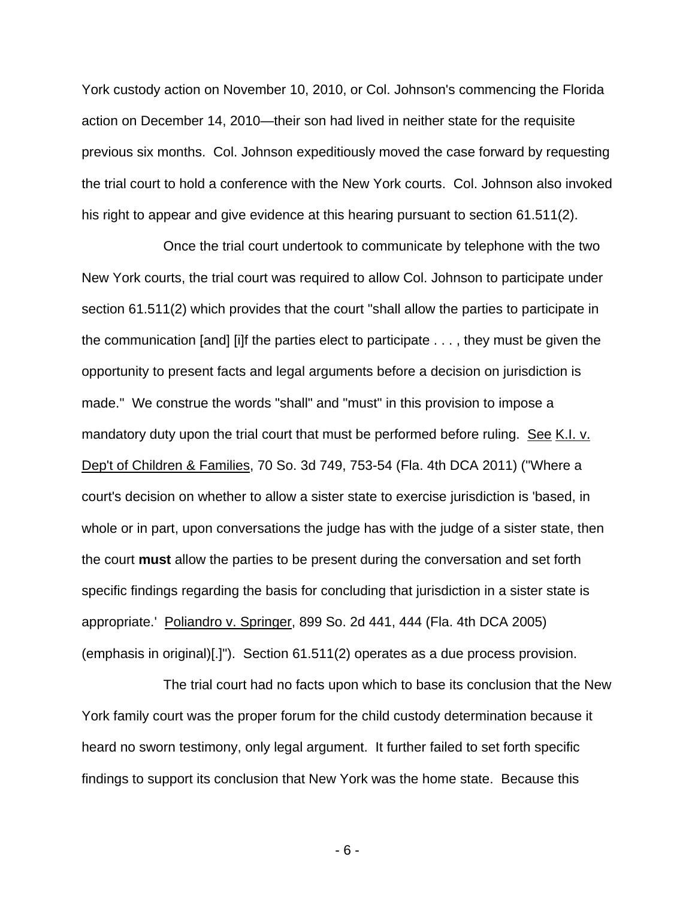York custody action on November 10, 2010, or Col. Johnson's commencing the Florida action on December 14, 2010—their son had lived in neither state for the requisite previous six months. Col. Johnson expeditiously moved the case forward by requesting the trial court to hold a conference with the New York courts. Col. Johnson also invoked his right to appear and give evidence at this hearing pursuant to section 61.511(2).

Once the trial court undertook to communicate by telephone with the two New York courts, the trial court was required to allow Col. Johnson to participate under section 61.511(2) which provides that the court "shall allow the parties to participate in the communication [and] [i]f the parties elect to participate . . . , they must be given the opportunity to present facts and legal arguments before a decision on jurisdiction is made." We construe the words "shall" and "must" in this provision to impose a mandatory duty upon the trial court that must be performed before ruling. See K.I. v. Dep't of Children & Families, 70 So. 3d 749, 753-54 (Fla. 4th DCA 2011) ("Where a court's decision on whether to allow a sister state to exercise jurisdiction is 'based, in whole or in part, upon conversations the judge has with the judge of a sister state, then the court **must** allow the parties to be present during the conversation and set forth specific findings regarding the basis for concluding that jurisdiction in a sister state is appropriate.' Poliandro v. Springer, 899 So. 2d 441, 444 (Fla. 4th DCA 2005) (emphasis in original)[.]"). Section 61.511(2) operates as a due process provision.

The trial court had no facts upon which to base its conclusion that the New York family court was the proper forum for the child custody determination because it heard no sworn testimony, only legal argument. It further failed to set forth specific findings to support its conclusion that New York was the home state. Because this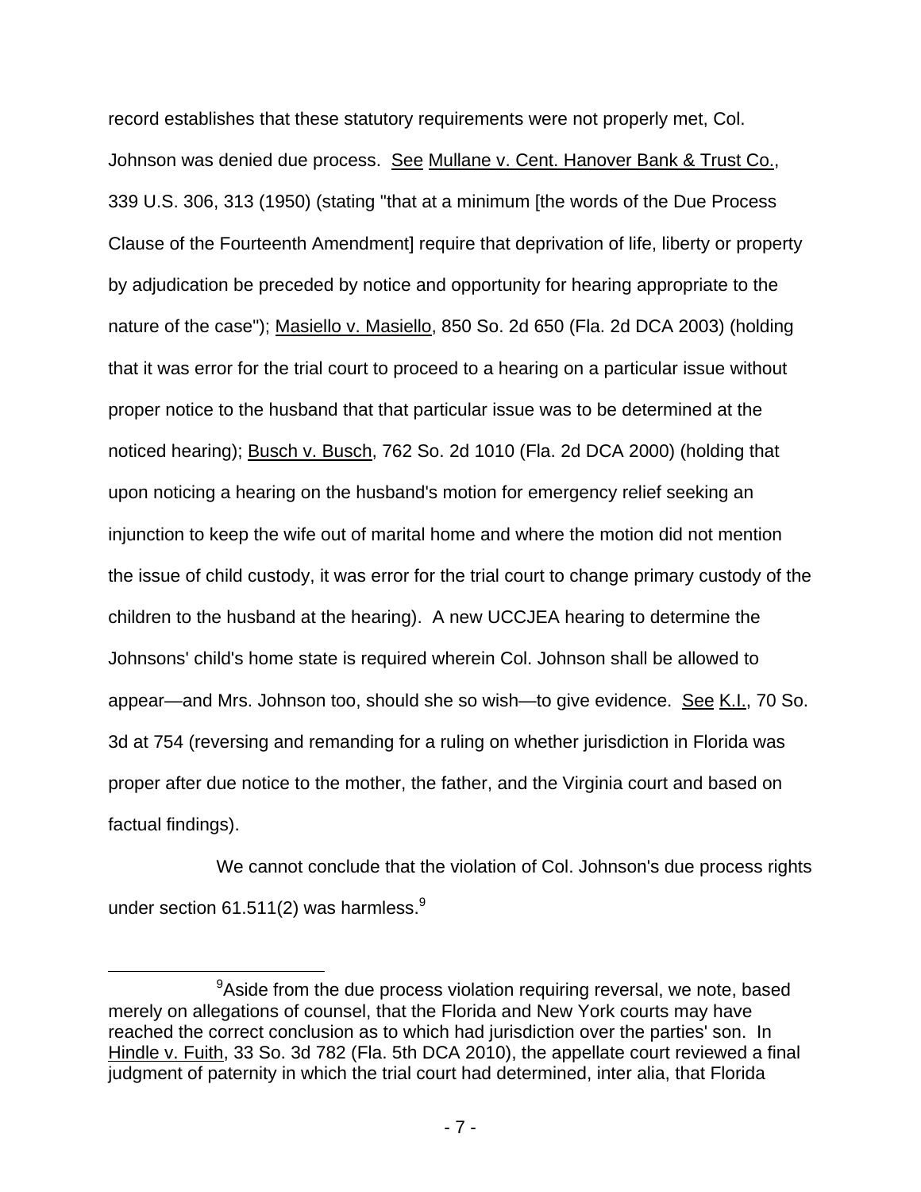record establishes that these statutory requirements were not properly met, Col. Johnson was denied due process. See Mullane v. Cent. Hanover Bank & Trust Co., 339 U.S. 306, 313 (1950) (stating "that at a minimum [the words of the Due Process Clause of the Fourteenth Amendment] require that deprivation of life, liberty or property by adjudication be preceded by notice and opportunity for hearing appropriate to the nature of the case"); Masiello v. Masiello, 850 So. 2d 650 (Fla. 2d DCA 2003) (holding that it was error for the trial court to proceed to a hearing on a particular issue without proper notice to the husband that that particular issue was to be determined at the noticed hearing); Busch v. Busch, 762 So. 2d 1010 (Fla. 2d DCA 2000) (holding that upon noticing a hearing on the husband's motion for emergency relief seeking an injunction to keep the wife out of marital home and where the motion did not mention the issue of child custody, it was error for the trial court to change primary custody of the children to the husband at the hearing). A new UCCJEA hearing to determine the Johnsons' child's home state is required wherein Col. Johnson shall be allowed to appear—and Mrs. Johnson too, should she so wish—to give evidence. See K.I., 70 So. 3d at 754 (reversing and remanding for a ruling on whether jurisdiction in Florida was proper after due notice to the mother, the father, and the Virginia court and based on factual findings).

We cannot conclude that the violation of Col. Johnson's due process rights under section 61.511(2) was harmless.[9]

[9]Aside from the due process violation requiring reversal, we note, based merely on allegations of counsel, that the Florida and New York courts may have reached the correct conclusion as to which had jurisdiction over the parties' son. In Hindle v. Fuith, 33 So. 3d 782 (Fla. 5th DCA 2010), the appellate court reviewed a final judgment of paternity in which the trial court had determined, inter alia, that Florida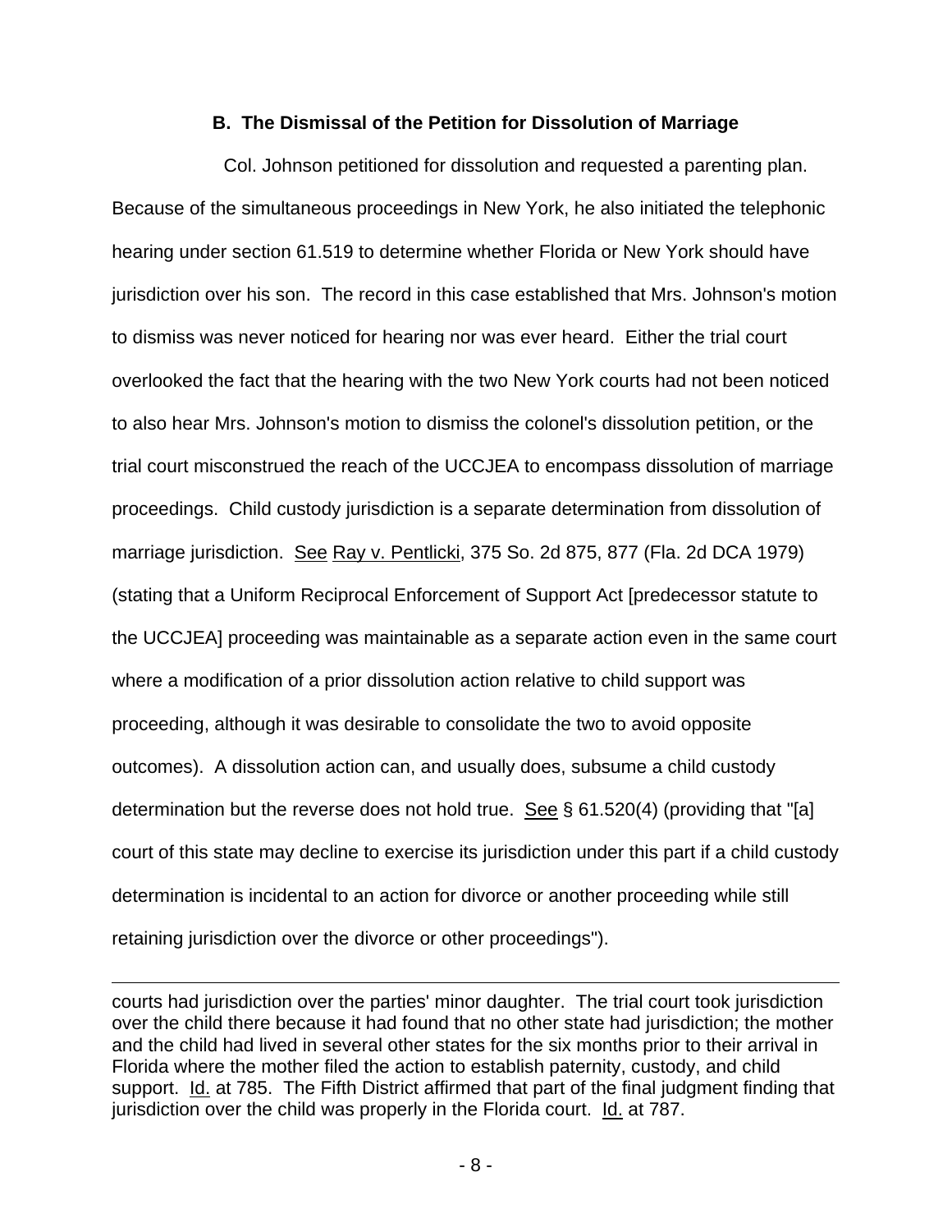### B. The Dismissal of the Petition for Dissolution of Marriage

Col. Johnson petitioned for dissolution and requested a parenting plan. Because of the simultaneous proceedings in New York, he also initiated the telephonic hearing under section 61.519 to determine whether Florida or New York should have jurisdiction over his son. The record in this case established that Mrs. Johnson's motion to dismiss was never noticed for hearing nor was ever heard. Either the trial court overlooked the fact that the hearing with the two New York courts had not been noticed to also hear Mrs. Johnson's motion to dismiss the colonel's dissolution petition, or the trial court misconstrued the reach of the UCCJEA to encompass dissolution of marriage proceedings. Child custody jurisdiction is a separate determination from dissolution of marriage jurisdiction. See Ray v. Pentlicki, 375 So. 2d 875, 877 (Fla. 2d DCA 1979) (stating that a Uniform Reciprocal Enforcement of Support Act [predecessor statute to the UCCJEA] proceeding was maintainable as a separate action even in the same court where a modification of a prior dissolution action relative to child support was proceeding, although it was desirable to consolidate the two to avoid opposite outcomes). A dissolution action can, and usually does, subsume a child custody determination but the reverse does not hold true. See § 61.520(4) (providing that "[a] court of this state may decline to exercise its jurisdiction under this part if a child custody determination is incidental to an action for divorce or another proceeding while still retaining jurisdiction over the divorce or other proceedings").

---

courts had jurisdiction over the parties' minor daughter. The trial court took jurisdiction over the child there because it had found that no other state had jurisdiction; the mother and the child had lived in several other states for the six months prior to their arrival in Florida where the mother filed the action to establish paternity, custody, and child support. Id. at 785. The Fifth District affirmed that part of the final judgment finding that jurisdiction over the child was properly in the Florida court. Id. at 787.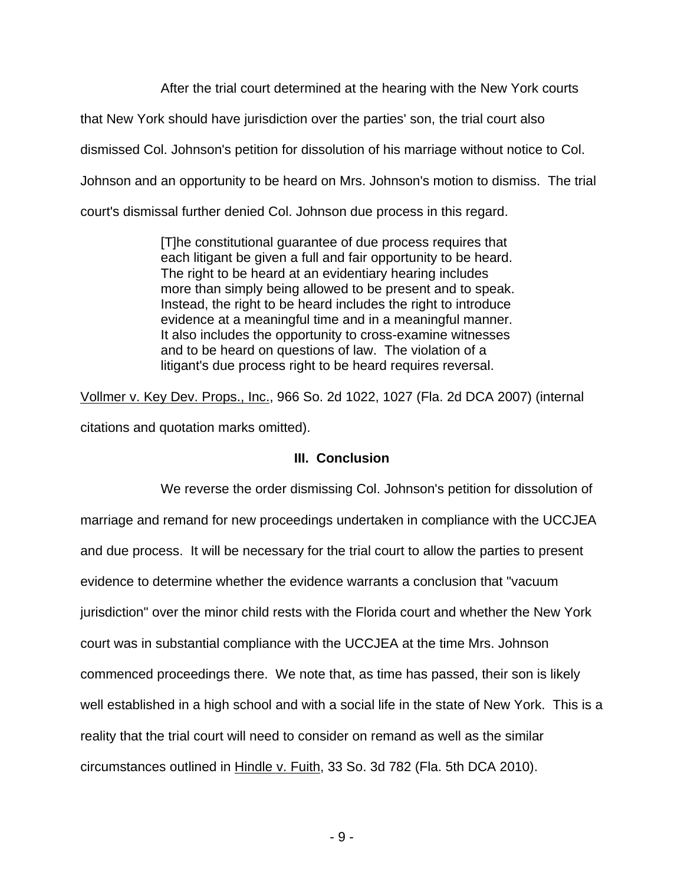After the trial court determined at the hearing with the New York courts that New York should have jurisdiction over the parties' son, the trial court also dismissed Col. Johnson's petition for dissolution of his marriage without notice to Col. Johnson and an opportunity to be heard on Mrs. Johnson's motion to dismiss. The trial court's dismissal further denied Col. Johnson due process in this regard.

> [T]he constitutional guarantee of due process requires that each litigant be given a full and fair opportunity to be heard. The right to be heard at an evidentiary hearing includes more than simply being allowed to be present and to speak. Instead, the right to be heard includes the right to introduce evidence at a meaningful time and in a meaningful manner. It also includes the opportunity to cross-examine witnesses and to be heard on questions of law. The violation of a litigant's due process right to be heard requires reversal.

Vollmer v. Key Dev. Props., Inc., 966 So. 2d 1022, 1027 (Fla. 2d DCA 2007) (internal citations and quotation marks omitted).

### III. Conclusion

We reverse the order dismissing Col. Johnson's petition for dissolution of marriage and remand for new proceedings undertaken in compliance with the UCCJEA and due process. It will be necessary for the trial court to allow the parties to present evidence to determine whether the evidence warrants a conclusion that "vacuum jurisdiction" over the minor child rests with the Florida court and whether the New York court was in substantial compliance with the UCCJEA at the time Mrs. Johnson commenced proceedings there. We note that, as time has passed, their son is likely well established in a high school and with a social life in the state of New York. This is a reality that the trial court will need to consider on remand as well as the similar circumstances outlined in Hindle v. Fuith, 33 So. 3d 782 (Fla. 5th DCA 2010).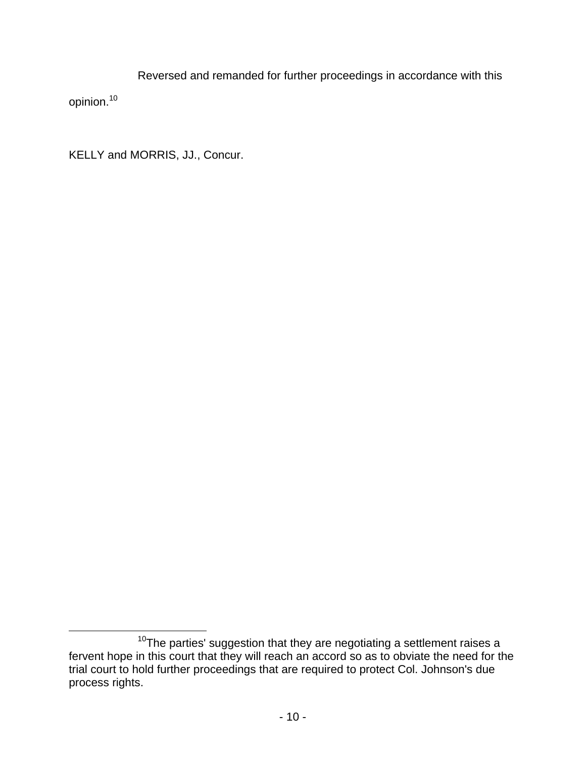Reversed and remanded for further proceedings in accordance with this opinion.[10]

KELLY and MORRIS, JJ., Concur.

---

[10]The parties' suggestion that they are negotiating a settlement raises a fervent hope in this court that they will reach an accord so as to obviate the need for the trial court to hold further proceedings that are required to protect Col. Johnson's due process rights.